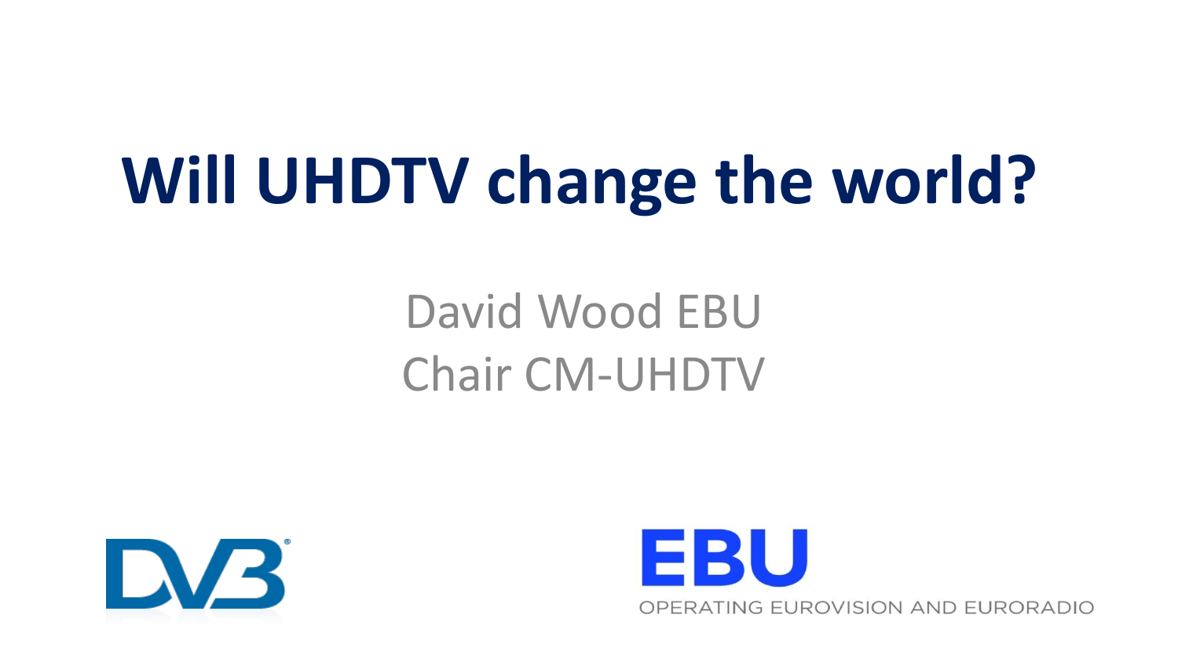# Will UHDTV change the world?

David Wood EBU
Chair CM-UHDTV

DVB

EBU
OPERATING EUROVISION AND EURORADIO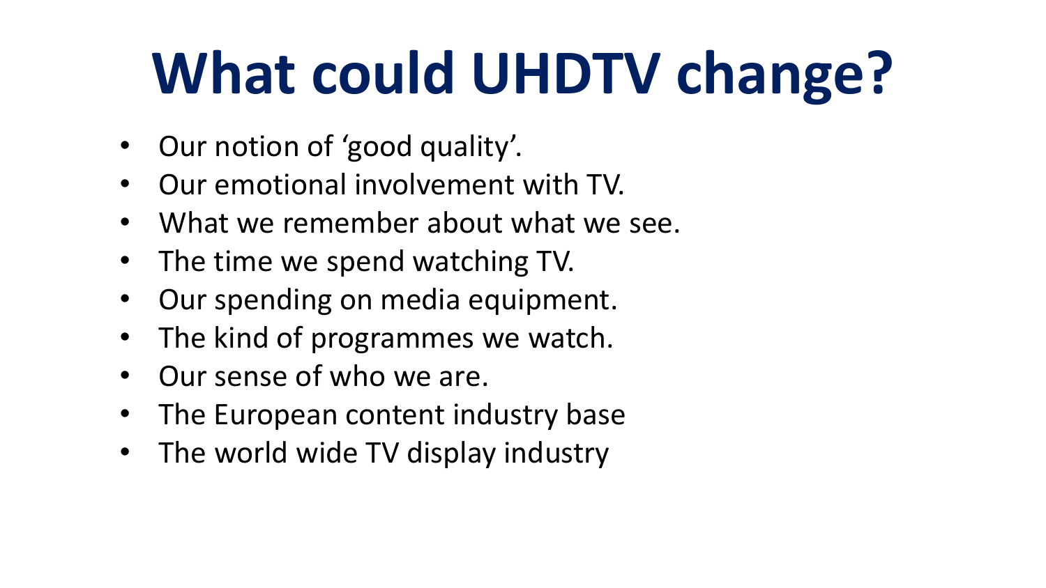# What could UHDTV change?

- Our notion of ‘good quality’.
- Our emotional involvement with TV.
- What we remember about what we see.
- The time we spend watching TV.
- Our spending on media equipment.
- The kind of programmes we watch.
- Our sense of who we are.
- The European content industry base
- The world wide TV display industry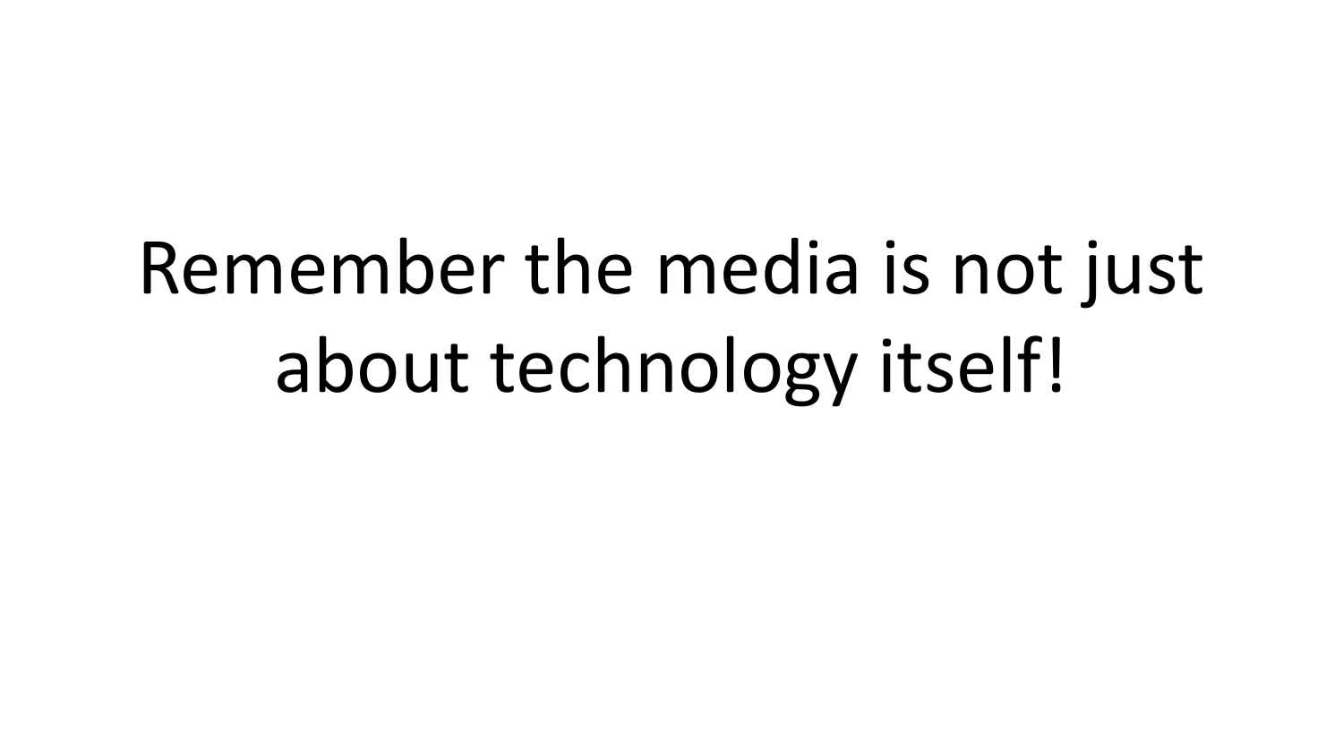Remember the media is not just about technology itself!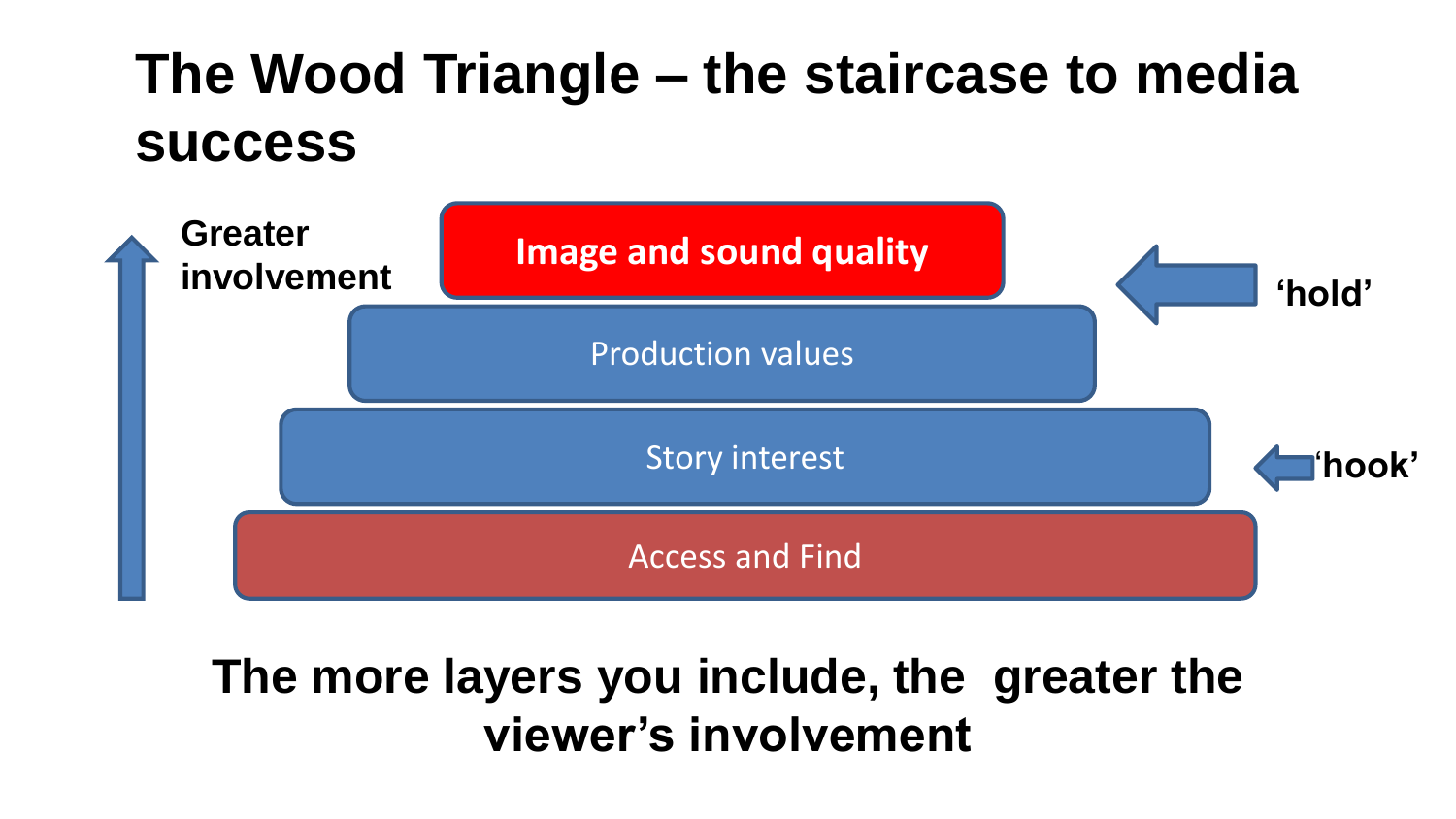# The Wood Triangle – the staircase to media success

Greater involvement

- Image and sound quality
- Production values
- Story interest
- Access and Find

'hold'

'hook'

**The more layers you include, the greater the viewer's involvement**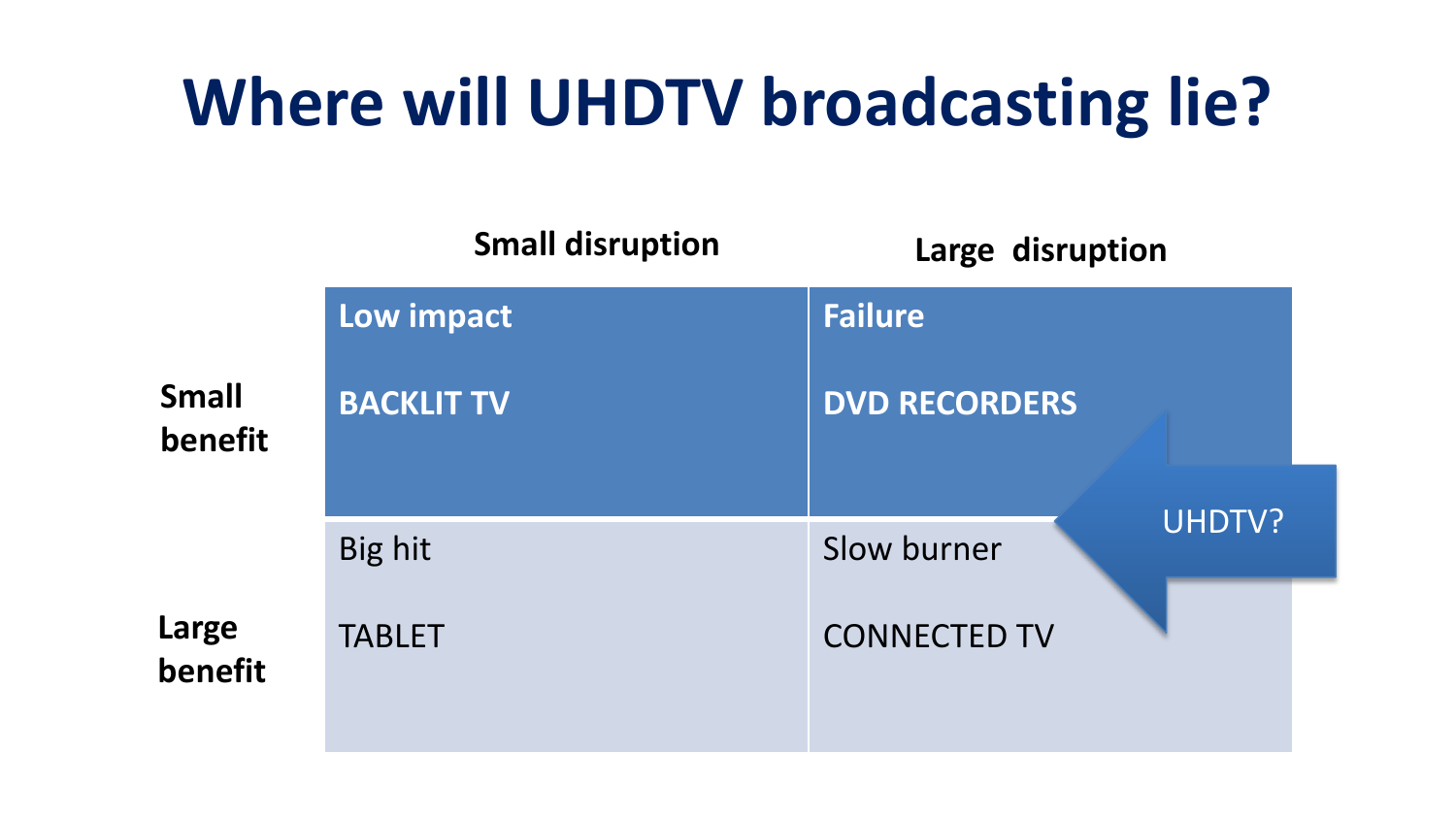# Where will UHDTV broadcasting lie?

| | Small disruption | Large disruption |
|---|---|---|
| **Small benefit** | **Low impact**<br><br>**BACKLIT TV** | **Failure**<br><br>**DVD RECORDERS** |
| **Large benefit** | Big hit<br><br>TABLET | Slow burner<br><br>CONNECTED TV |

UHDTV?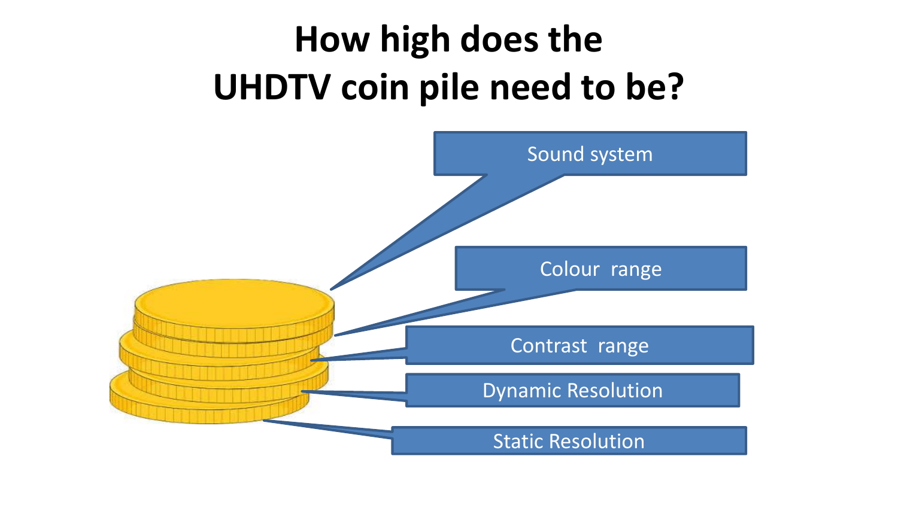# How high does the UHDTV coin pile need to be?

- Sound system
- Colour range
- Contrast range
- Dynamic Resolution
- Static Resolution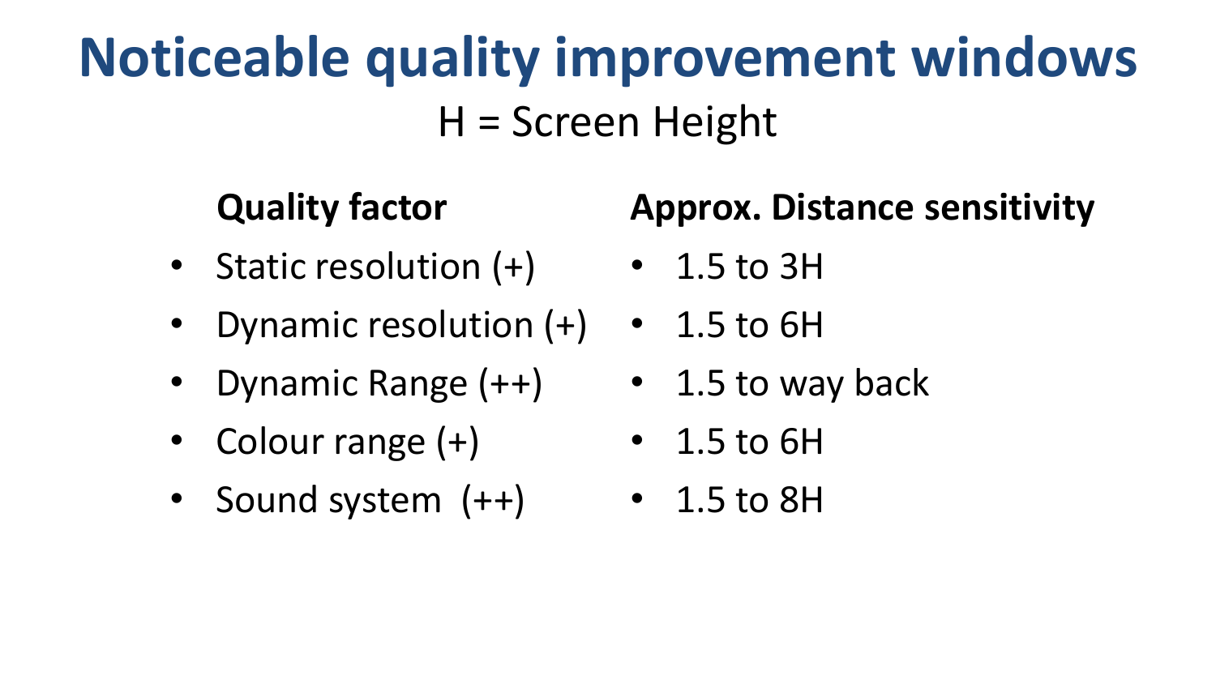# Noticeable quality improvement windows

H = Screen Height

| Quality factor | Approx. Distance sensitivity |
| --- | --- |
| Static resolution (+) | 1.5 to 3H |
| Dynamic resolution (+) | 1.5 to 6H |
| Dynamic Range (++) | 1.5 to way back |
| Colour range (+) | 1.5 to 6H |
| Sound system (++) | 1.5 to 8H |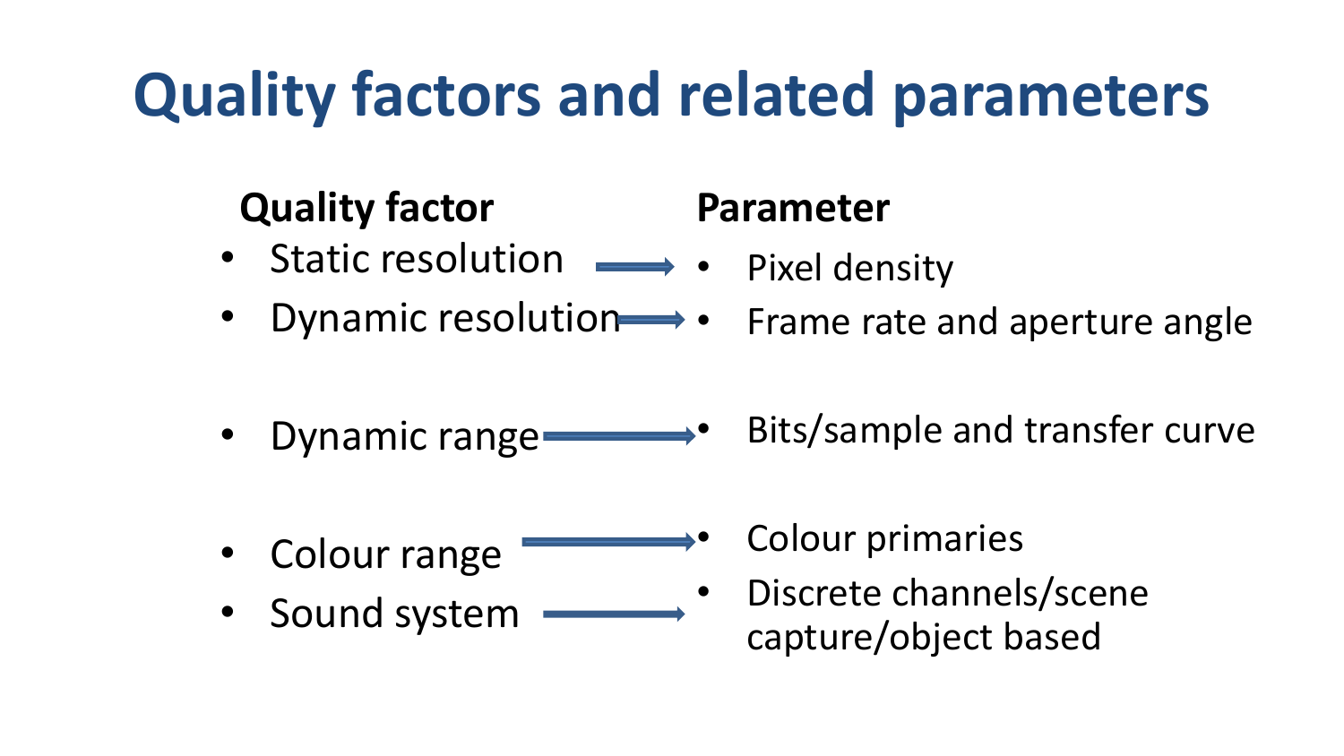# Quality factors and related parameters

| Quality factor | Parameter |
| --- | --- |
| Static resolution | Pixel density |
| Dynamic resolution | Frame rate and aperture angle |
| Dynamic range | Bits/sample and transfer curve |
| Colour range | Colour primaries |
| Sound system | Discrete channels/scene capture/object based |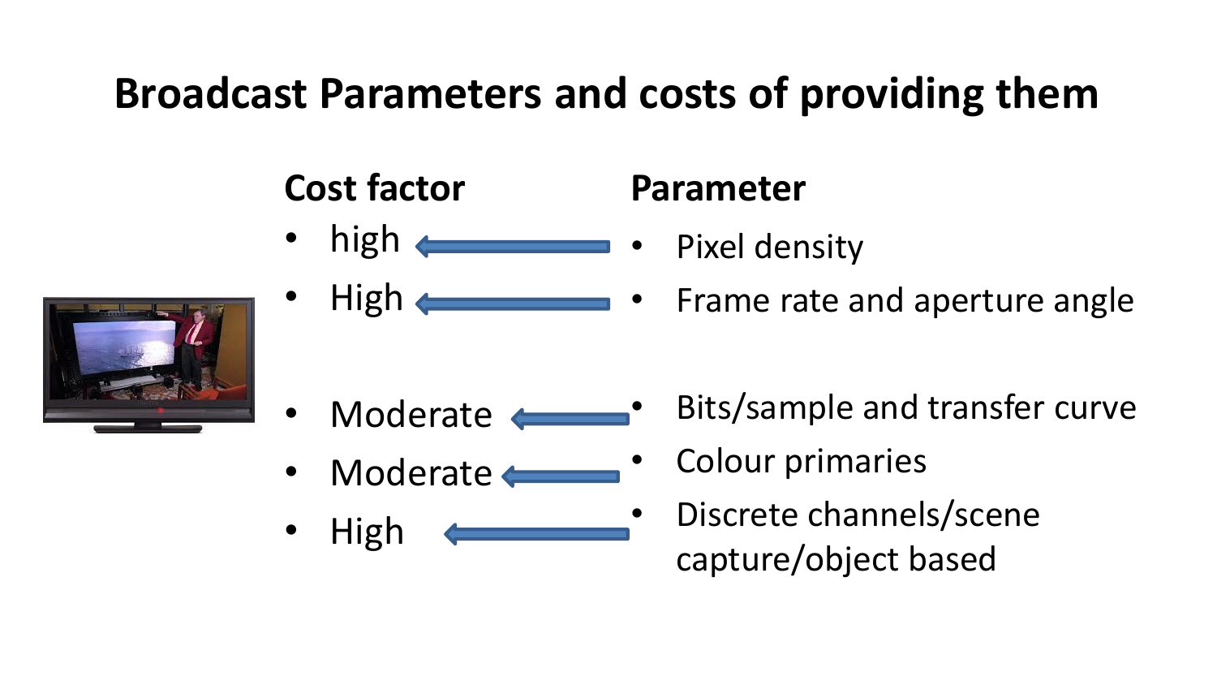# Broadcast Parameters and costs of providing them

| Cost factor | | Parameter |
|---|---|---|
| high | ← | Pixel density |
| High | ← | Frame rate and aperture angle |
| Moderate | ← | Bits/sample and transfer curve |
| Moderate | ← | Colour primaries |
| High | ← | Discrete channels/scene capture/object based |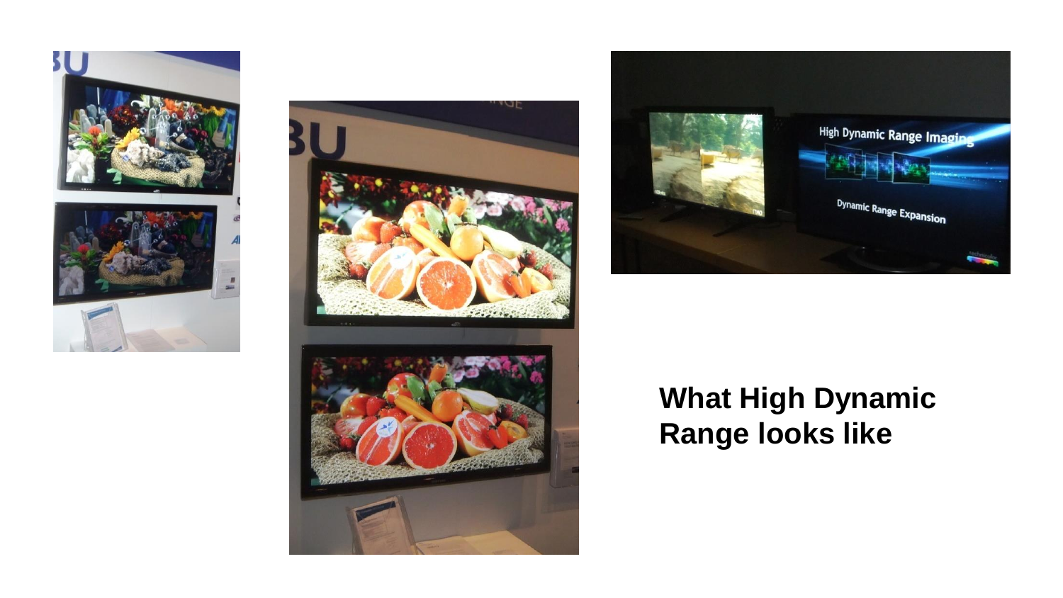**What High Dynamic Range looks like**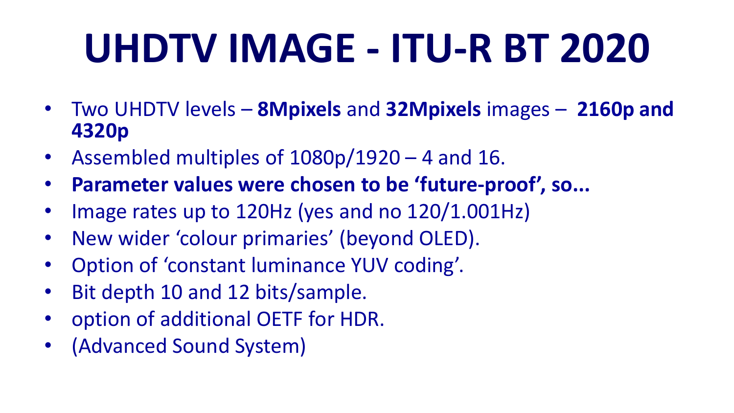# UHDTV IMAGE - ITU-R BT 2020

- Two UHDTV levels – **8Mpixels** and **32Mpixels** images – **2160p and 4320p**
- Assembled multiples of 1080p/1920 – 4 and 16.
- **Parameter values were chosen to be 'future-proof', so...**
- Image rates up to 120Hz (yes and no 120/1.001Hz)
- New wider 'colour primaries' (beyond OLED).
- Option of 'constant luminance YUV coding'.
- Bit depth 10 and 12 bits/sample.
- option of additional OETF for HDR.
- (Advanced Sound System)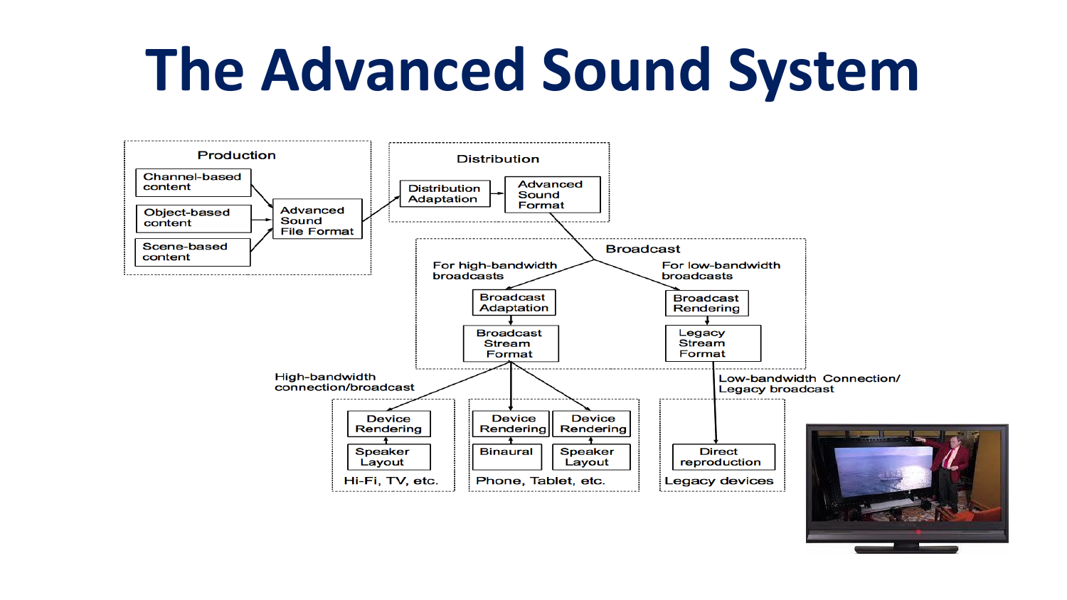# The Advanced Sound System

**Production**

- Channel-based content
- Object-based content
- Scene-based content

→ Advanced Sound File Format

**Distribution**

Distribution Adaptation → Advanced Sound Format

**Broadcast**

For high-bandwidth broadcasts: Broadcast Adaptation → Broadcast Stream Format

For low-bandwidth broadcasts: Broadcast Rendering → Legacy Stream Format

High-bandwidth connection/broadcast:

- Device Rendering, Speaker Layout — Hi-Fi, TV, etc.
- Device Rendering, Binaural; Device Rendering, Speaker Layout — Phone, Tablet, etc.

Low-bandwidth Connection/ Legacy broadcast:

- Direct reproduction — Legacy devices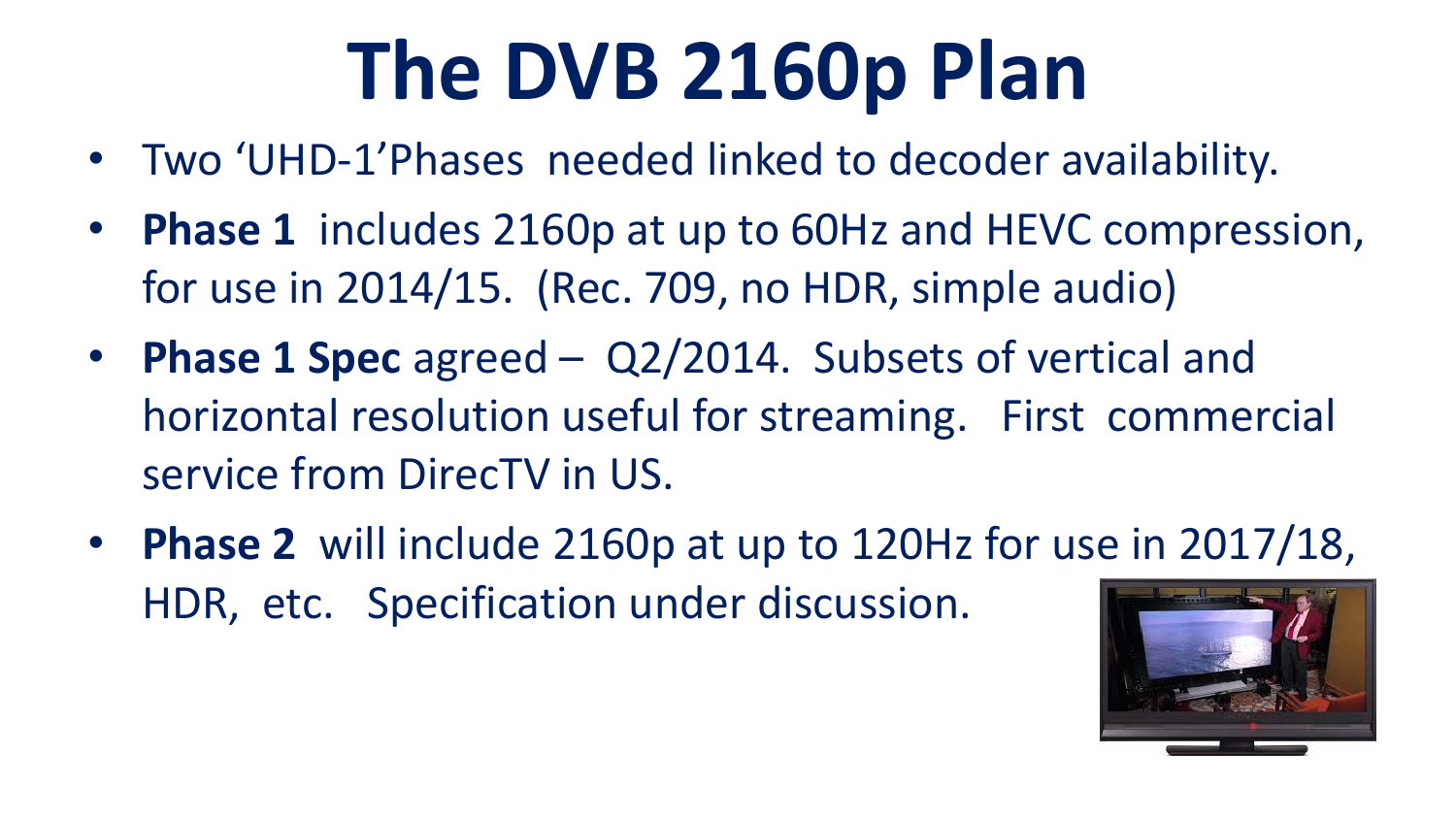# The DVB 2160p Plan

- Two 'UHD-1'Phases needed linked to decoder availability.
- **Phase 1** includes 2160p at up to 60Hz and HEVC compression, for use in 2014/15. (Rec. 709, no HDR, simple audio)
- **Phase 1 Spec** agreed – Q2/2014. Subsets of vertical and horizontal resolution useful for streaming. First commercial service from DirecTV in US.
- **Phase 2** will include 2160p at up to 120Hz for use in 2017/18, HDR, etc. Specification under discussion.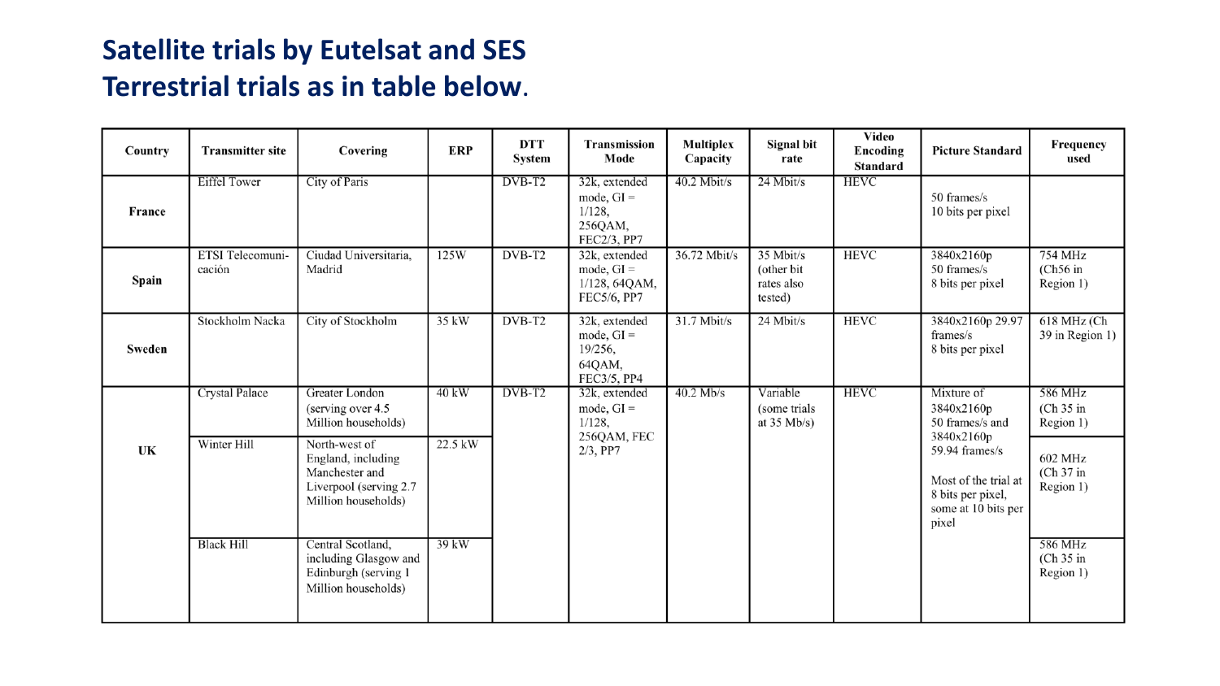## Satellite trials by Eutelsat and SES
## Terrestrial trials as in table below.

| Country | Transmitter site | Covering | ERP | DTT System | Transmission Mode | Multiplex Capacity | Signal bit rate | Video Encoding Standard | Picture Standard | Frequency used |
|---|---|---|---|---|---|---|---|---|---|---|
| France | Eiffel Tower | City of Paris | | DVB-T2 | 32k, extended mode, GI = 1/128, 256QAM, FEC2/3, PP7 | 40.2 Mbit/s | 24 Mbit/s | HEVC | 50 frames/s 10 bits per pixel | |
| Spain | ETSI Telecomuni-cación | Ciudad Universitaria, Madrid | 125W | DVB-T2 | 32k, extended mode, GI = 1/128, 64QAM, FEC5/6, PP7 | 36.72 Mbit/s | 35 Mbit/s (other bit rates also tested) | HEVC | 3840x2160p 50 frames/s 8 bits per pixel | 754 MHz (Ch56 in Region 1) |
| Sweden | Stockholm Nacka | City of Stockholm | 35 kW | DVB-T2 | 32k, extended mode, GI = 19/256, 64QAM, FEC3/5, PP4 | 31.7 Mbit/s | 24 Mbit/s | HEVC | 3840x2160p 29.97 frames/s 8 bits per pixel | 618 MHz (Ch 39 in Region 1) |
| UK | Crystal Palace | Greater London (serving over 4.5 Million households) | 40 kW | DVB-T2 | 32k, extended mode, GI = 1/128, 256QAM, FEC 2/3, PP7 | 40.2 Mb/s | Variable (some trials at 35 Mb/s) | HEVC | Mixture of 3840x2160p 50 frames/s and 3840x2160p 59.94 frames/s Most of the trial at 8 bits per pixel, some at 10 bits per pixel | 586 MHz (Ch 35 in Region 1) |
| | Winter Hill | North-west of England, including Manchester and Liverpool (serving 2.7 Million households) | 22.5 kW | | | | | | | 602 MHz (Ch 37 in Region 1) |
| | Black Hill | Central Scotland, including Glasgow and Edinburgh (serving 1 Million households) | 39 kW | | | | | | | 586 MHz (Ch 35 in Region 1) |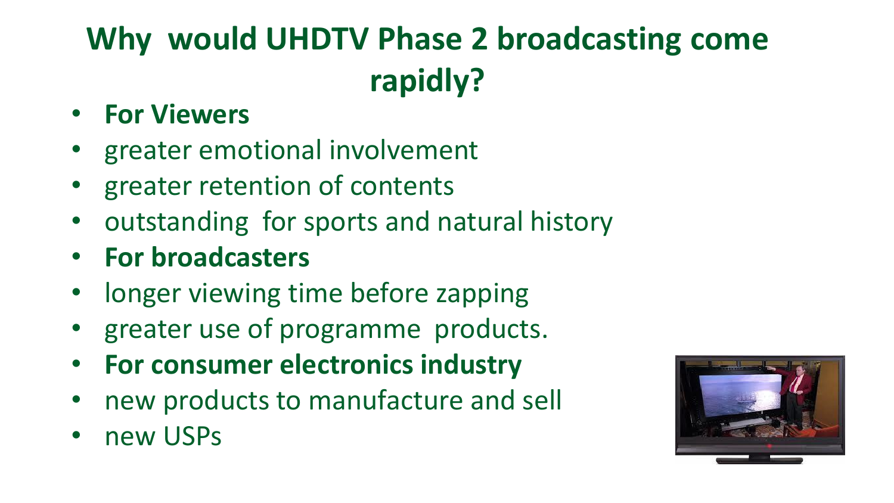# Why would UHDTV Phase 2 broadcasting come rapidly?

- **For Viewers**
- greater emotional involvement
- greater retention of contents
- outstanding for sports and natural history
- **For broadcasters**
- longer viewing time before zapping
- greater use of programme products.
- **For consumer electronics industry**
- new products to manufacture and sell
- new USPs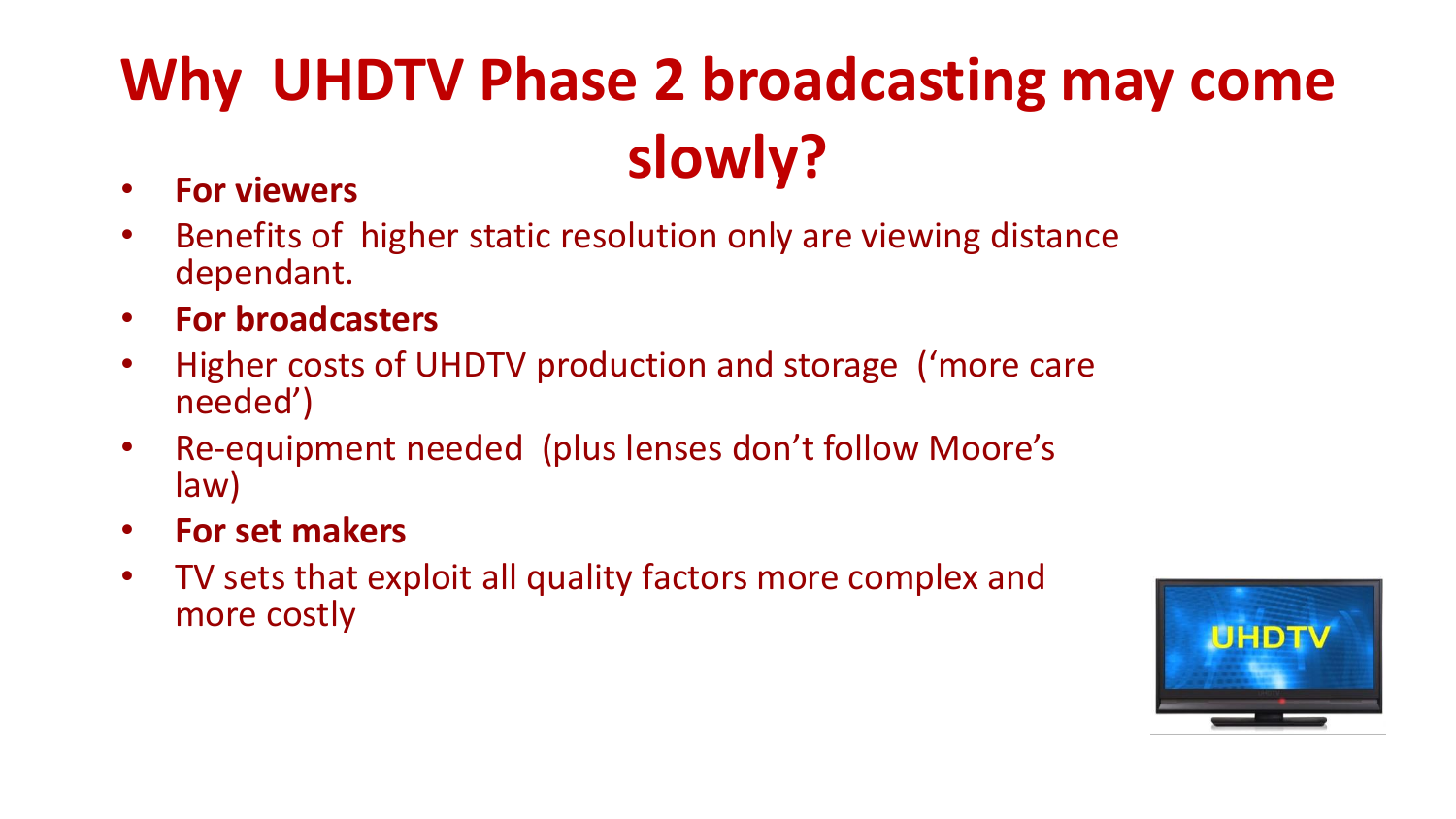# Why UHDTV Phase 2 broadcasting may come slowly?

- **For viewers**
- Benefits of higher static resolution only are viewing distance dependant.
- **For broadcasters**
- Higher costs of UHDTV production and storage ('more care needed')
- Re-equipment needed (plus lenses don't follow Moore's law)
- **For set makers**
- TV sets that exploit all quality factors more complex and more costly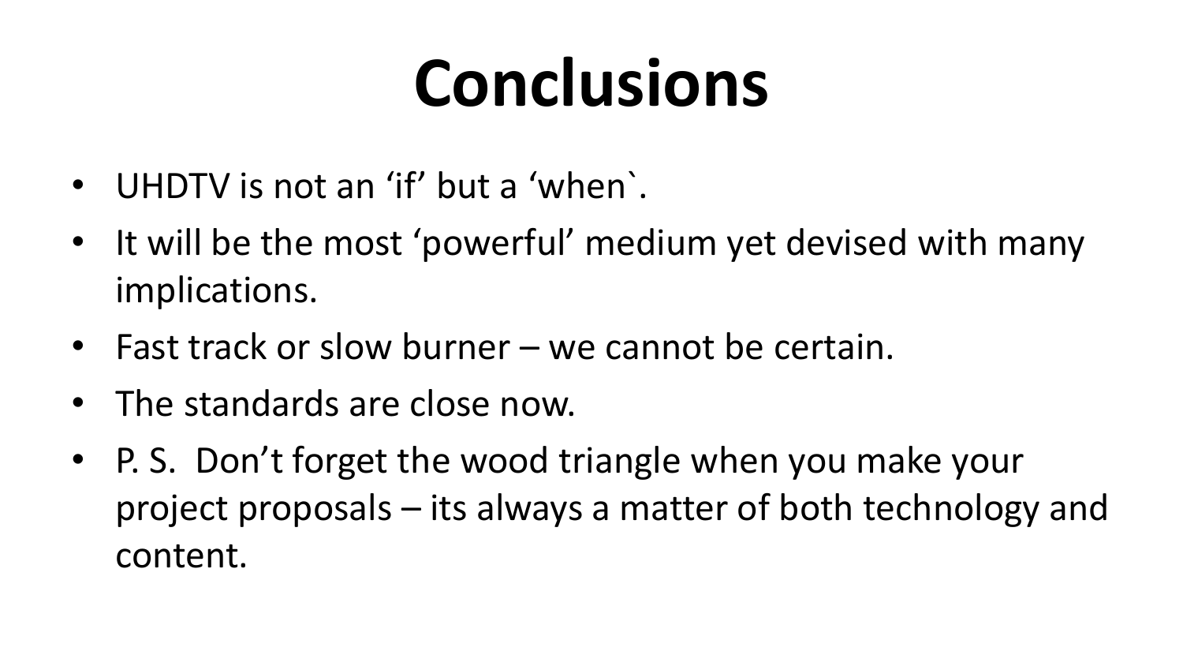# Conclusions

- UHDTV is not an ‘if’ but a ‘when`.
- It will be the most ‘powerful’ medium yet devised with many implications.
- Fast track or slow burner – we cannot be certain.
- The standards are close now.
- P. S. Don’t forget the wood triangle when you make your project proposals – its always a matter of both technology and content.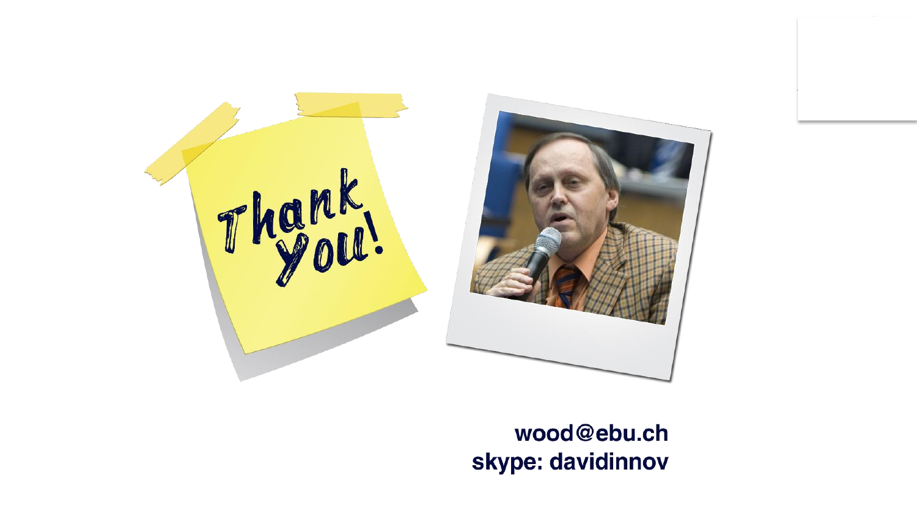Thank You!

**wood@ebu.ch**
**skype: davidinnov**